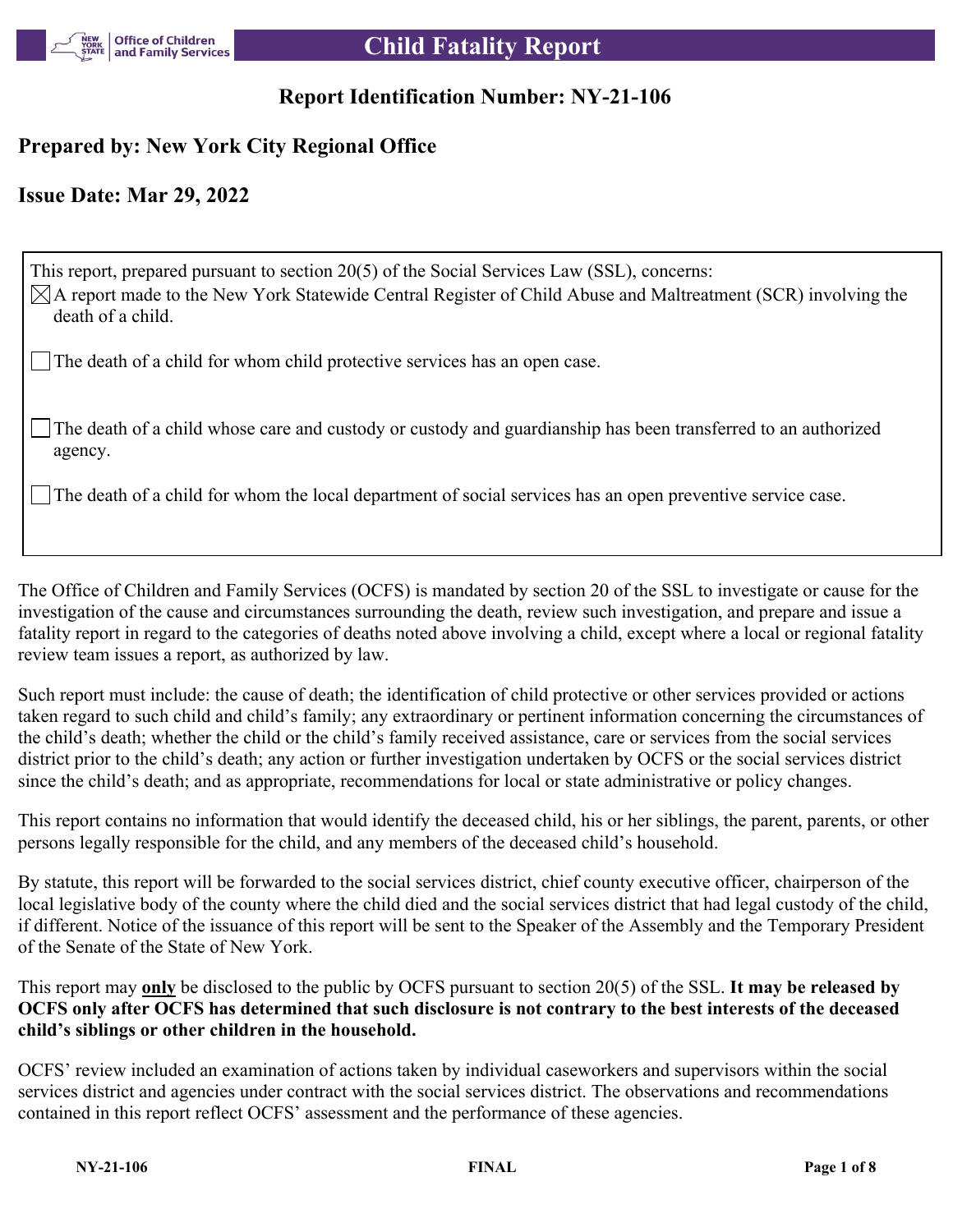# Child Fatality Report

## Report Identification Number: NY-21-106

### Prepared by: New York City Regional Office

### Issue Date: Mar 29, 2022

This report, prepared pursuant to section 20(5) of the Social Services Law (SSL), concerns:

- [x] A report made to the New York Statewide Central Register of Child Abuse and Maltreatment (SCR) involving the death of a child.
- [ ] The death of a child for whom child protective services has an open case.
- [ ] The death of a child whose care and custody or custody and guardianship has been transferred to an authorized agency.
- [ ] The death of a child for whom the local department of social services has an open preventive service case.

The Office of Children and Family Services (OCFS) is mandated by section 20 of the SSL to investigate or cause for the investigation of the cause and circumstances surrounding the death, review such investigation, and prepare and issue a fatality report in regard to the categories of deaths noted above involving a child, except where a local or regional fatality review team issues a report, as authorized by law.

Such report must include: the cause of death; the identification of child protective or other services provided or actions taken regard to such child and child's family; any extraordinary or pertinent information concerning the circumstances of the child's death; whether the child or the child's family received assistance, care or services from the social services district prior to the child's death; any action or further investigation undertaken by OCFS or the social services district since the child's death; and as appropriate, recommendations for local or state administrative or policy changes.

This report contains no information that would identify the deceased child, his or her siblings, the parent, parents, or other persons legally responsible for the child, and any members of the deceased child's household.

By statute, this report will be forwarded to the social services district, chief county executive officer, chairperson of the local legislative body of the county where the child died and the social services district that had legal custody of the child, if different. Notice of the issuance of this report will be sent to the Speaker of the Assembly and the Temporary President of the Senate of the State of New York.

This report may **only** be disclosed to the public by OCFS pursuant to section 20(5) of the SSL. **It may be released by OCFS only after OCFS has determined that such disclosure is not contrary to the best interests of the deceased child's siblings or other children in the household.**

OCFS' review included an examination of actions taken by individual caseworkers and supervisors within the social services district and agencies under contract with the social services district. The observations and recommendations contained in this report reflect OCFS' assessment and the performance of these agencies.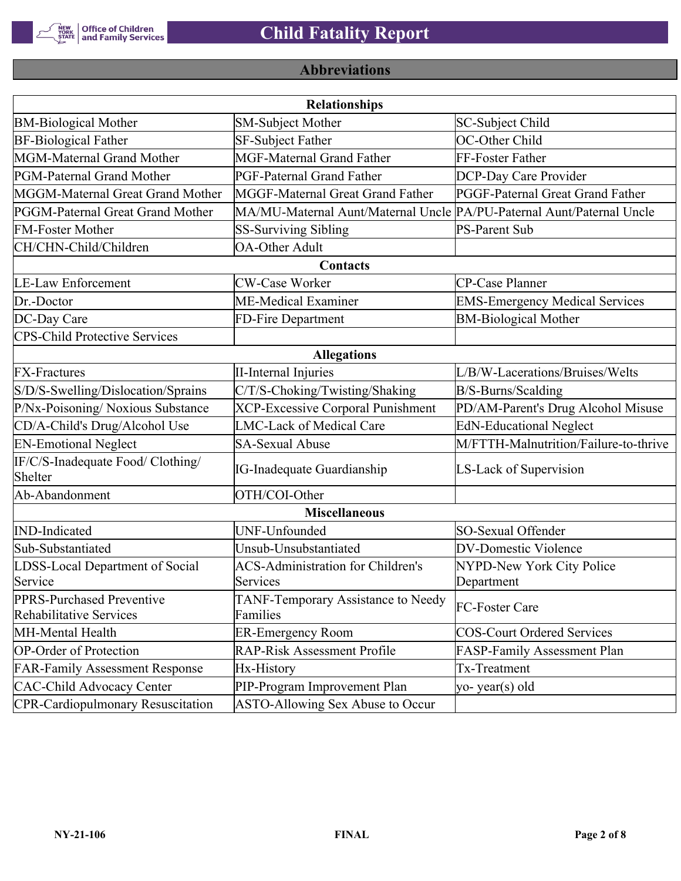## Abbreviations

| Relationships | | |
|---|---|---|
| BM-Biological Mother | SM-Subject Mother | SC-Subject Child |
| BF-Biological Father | SF-Subject Father | OC-Other Child |
| MGM-Maternal Grand Mother | MGF-Maternal Grand Father | FF-Foster Father |
| PGM-Paternal Grand Mother | PGF-Paternal Grand Father | DCP-Day Care Provider |
| MGGM-Maternal Great Grand Mother | MGGF-Maternal Great Grand Father | PGGF-Paternal Great Grand Father |
| PGGM-Paternal Great Grand Mother | MA/MU-Maternal Aunt/Maternal Uncle | PA/PU-Paternal Aunt/Paternal Uncle |
| FM-Foster Mother | SS-Surviving Sibling | PS-Parent Sub |
| CH/CHN-Child/Children | OA-Other Adult | |
| **Contacts** | | |
| LE-Law Enforcement | CW-Case Worker | CP-Case Planner |
| Dr.-Doctor | ME-Medical Examiner | EMS-Emergency Medical Services |
| DC-Day Care | FD-Fire Department | BM-Biological Mother |
| CPS-Child Protective Services | | |
| **Allegations** | | |
| FX-Fractures | II-Internal Injuries | L/B/W-Lacerations/Bruises/Welts |
| S/D/S-Swelling/Dislocation/Sprains | C/T/S-Choking/Twisting/Shaking | B/S-Burns/Scalding |
| P/Nx-Poisoning/ Noxious Substance | XCP-Excessive Corporal Punishment | PD/AM-Parent's Drug Alcohol Misuse |
| CD/A-Child's Drug/Alcohol Use | LMC-Lack of Medical Care | EdN-Educational Neglect |
| EN-Emotional Neglect | SA-Sexual Abuse | M/FTTH-Malnutrition/Failure-to-thrive |
| IF/C/S-Inadequate Food/ Clothing/ Shelter | IG-Inadequate Guardianship | LS-Lack of Supervision |
| Ab-Abandonment | OTH/COI-Other | |
| **Miscellaneous** | | |
| IND-Indicated | UNF-Unfounded | SO-Sexual Offender |
| Sub-Substantiated | Unsub-Unsubstantiated | DV-Domestic Violence |
| LDSS-Local Department of Social Service | ACS-Administration for Children's Services | NYPD-New York City Police Department |
| PPRS-Purchased Preventive Rehabilitative Services | TANF-Temporary Assistance to Needy Families | FC-Foster Care |
| MH-Mental Health | ER-Emergency Room | COS-Court Ordered Services |
| OP-Order of Protection | RAP-Risk Assessment Profile | FASP-Family Assessment Plan |
| FAR-Family Assessment Response | Hx-History | Tx-Treatment |
| CAC-Child Advocacy Center | PIP-Program Improvement Plan | yo- year(s) old |
| CPR-Cardiopulmonary Resuscitation | ASTO-Allowing Sex Abuse to Occur | |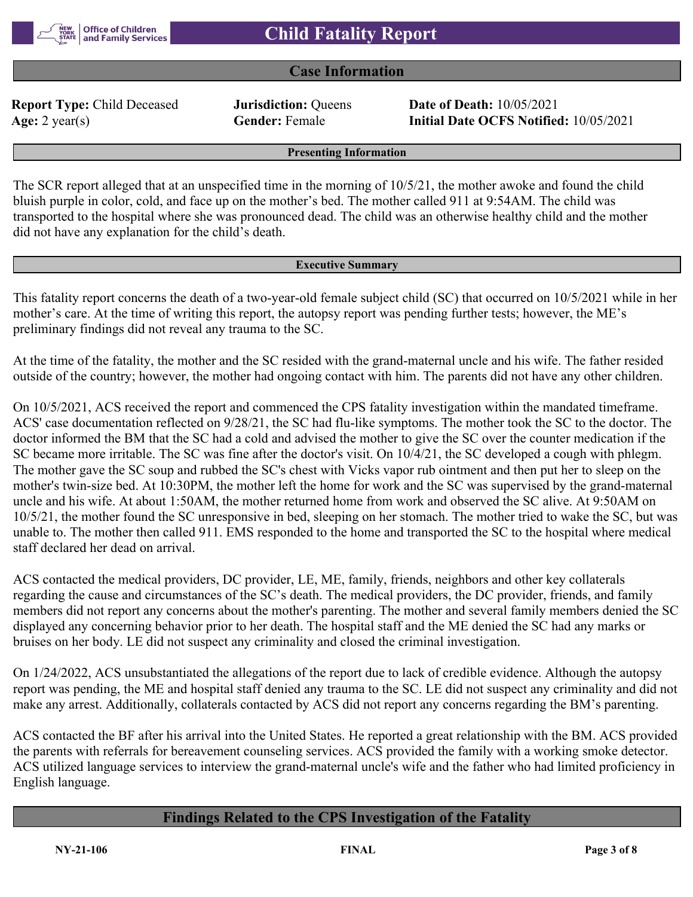# Child Fatality Report

## Case Information

**Report Type:** Child Deceased
**Jurisdiction:** Queens
**Date of Death:** 10/05/2021
**Age:** 2 year(s)
**Gender:** Female
**Initial Date OCFS Notified:** 10/05/2021

### Presenting Information

The SCR report alleged that at an unspecified time in the morning of 10/5/21, the mother awoke and found the child bluish purple in color, cold, and face up on the mother's bed. The mother called 911 at 9:54AM. The child was transported to the hospital where she was pronounced dead. The child was an otherwise healthy child and the mother did not have any explanation for the child's death.

### Executive Summary

This fatality report concerns the death of a two-year-old female subject child (SC) that occurred on 10/5/2021 while in her mother's care. At the time of writing this report, the autopsy report was pending further tests; however, the ME's preliminary findings did not reveal any trauma to the SC.

At the time of the fatality, the mother and the SC resided with the grand-maternal uncle and his wife. The father resided outside of the country; however, the mother had ongoing contact with him. The parents did not have any other children.

On 10/5/2021, ACS received the report and commenced the CPS fatality investigation within the mandated timeframe. ACS' case documentation reflected on 9/28/21, the SC had flu-like symptoms. The mother took the SC to the doctor. The doctor informed the BM that the SC had a cold and advised the mother to give the SC over the counter medication if the SC became more irritable. The SC was fine after the doctor's visit. On 10/4/21, the SC developed a cough with phlegm. The mother gave the SC soup and rubbed the SC's chest with Vicks vapor rub ointment and then put her to sleep on the mother's twin-size bed. At 10:30PM, the mother left the home for work and the SC was supervised by the grand-maternal uncle and his wife. At about 1:50AM, the mother returned home from work and observed the SC alive. At 9:50AM on 10/5/21, the mother found the SC unresponsive in bed, sleeping on her stomach. The mother tried to wake the SC, but was unable to. The mother then called 911. EMS responded to the home and transported the SC to the hospital where medical staff declared her dead on arrival.

ACS contacted the medical providers, DC provider, LE, ME, family, friends, neighbors and other key collaterals regarding the cause and circumstances of the SC's death. The medical providers, the DC provider, friends, and family members did not report any concerns about the mother's parenting. The mother and several family members denied the SC displayed any concerning behavior prior to her death. The hospital staff and the ME denied the SC had any marks or bruises on her body. LE did not suspect any criminality and closed the criminal investigation.

On 1/24/2022, ACS unsubstantiated the allegations of the report due to lack of credible evidence. Although the autopsy report was pending, the ME and hospital staff denied any trauma to the SC. LE did not suspect any criminality and did not make any arrest. Additionally, collaterals contacted by ACS did not report any concerns regarding the BM's parenting.

ACS contacted the BF after his arrival into the United States. He reported a great relationship with the BM. ACS provided the parents with referrals for bereavement counseling services. ACS provided the family with a working smoke detector. ACS utilized language services to interview the grand-maternal uncle's wife and the father who had limited proficiency in English language.

## Findings Related to the CPS Investigation of the Fatality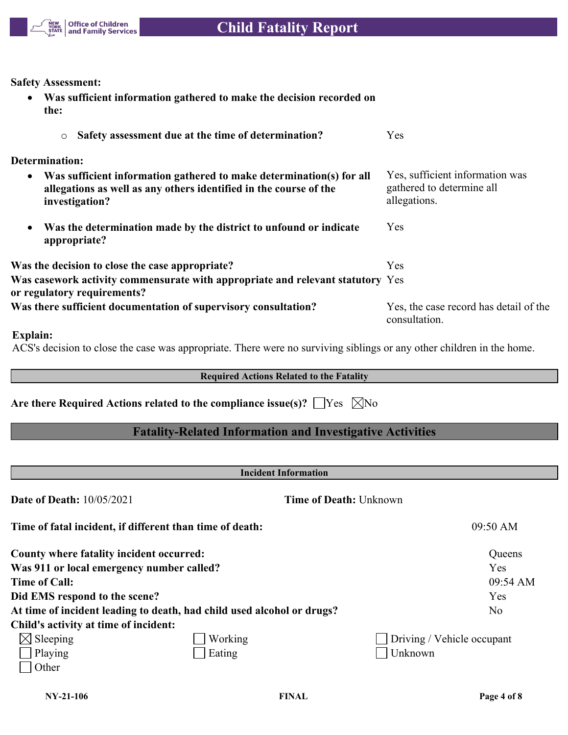**Safety Assessment:**

- **Was sufficient information gathered to make the decision recorded on the:**
    - **Safety assessment due at the time of determination?** Yes

**Determination:**

- **Was sufficient information gathered to make determination(s) for all allegations as well as any others identified in the course of the investigation?** Yes, sufficient information was gathered to determine all allegations.
- **Was the determination made by the district to unfound or indicate appropriate?** Yes

**Was the decision to close the case appropriate?** Yes

**Was casework activity commensurate with appropriate and relevant statutory or regulatory requirements?** Yes

**Was there sufficient documentation of supervisory consultation?** Yes, the case record has detail of the consultation.

**Explain:**

ACS's decision to close the case was appropriate. There were no surviving siblings or any other children in the home.

**Required Actions Related to the Fatality**

**Are there Required Actions related to the compliance issue(s)?** ☐ Yes ☒ No

## Fatality-Related Information and Investigative Activities

**Incident Information**

**Date of Death:** 10/05/2021 **Time of Death:** Unknown

**Time of fatal incident, if different than time of death:** 09:50 AM

**County where fatality incident occurred:** Queens

**Was 911 or local emergency number called?** Yes

**Time of Call:** 09:54 AM

**Did EMS respond to the scene?** Yes

**At time of incident leading to death, had child used alcohol or drugs?** No

**Child's activity at time of incident:**

☒ Sleeping ☐ Working ☐ Driving / Vehicle occupant

☐ Playing ☐ Eating ☐ Unknown

☐ Other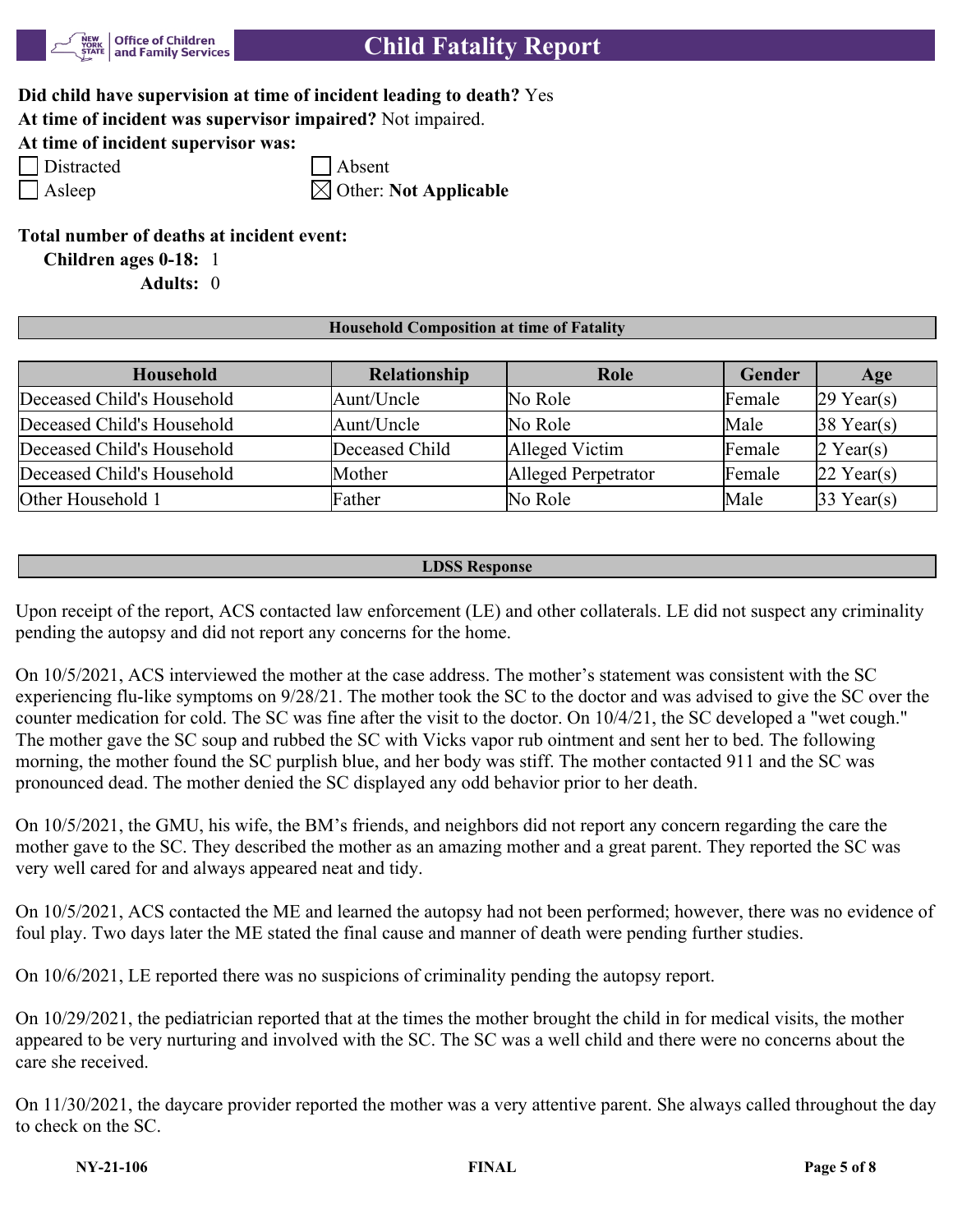**Did child have supervision at time of incident leading to death?** Yes
**At time of incident was supervisor impaired?** Not impaired.
**At time of incident supervisor was:**

- [ ] Distracted
- [ ] Absent
- [ ] Asleep
- [x] Other: **Not Applicable**

**Total number of deaths at incident event:**
**Children ages 0-18:** 1
**Adults:** 0

## Household Composition at time of Fatality

| Household | Relationship | Role | Gender | Age |
|---|---|---|---|---|
| Deceased Child's Household | Aunt/Uncle | No Role | Female | 29 Year(s) |
| Deceased Child's Household | Aunt/Uncle | No Role | Male | 38 Year(s) |
| Deceased Child's Household | Deceased Child | Alleged Victim | Female | 2 Year(s) |
| Deceased Child's Household | Mother | Alleged Perpetrator | Female | 22 Year(s) |
| Other Household 1 | Father | No Role | Male | 33 Year(s) |

## LDSS Response

Upon receipt of the report, ACS contacted law enforcement (LE) and other collaterals. LE did not suspect any criminality pending the autopsy and did not report any concerns for the home.

On 10/5/2021, ACS interviewed the mother at the case address. The mother's statement was consistent with the SC experiencing flu-like symptoms on 9/28/21. The mother took the SC to the doctor and was advised to give the SC over the counter medication for cold. The SC was fine after the visit to the doctor. On 10/4/21, the SC developed a "wet cough." The mother gave the SC soup and rubbed the SC with Vicks vapor rub ointment and sent her to bed. The following morning, the mother found the SC purplish blue, and her body was stiff. The mother contacted 911 and the SC was pronounced dead. The mother denied the SC displayed any odd behavior prior to her death.

On 10/5/2021, the GMU, his wife, the BM's friends, and neighbors did not report any concern regarding the care the mother gave to the SC. They described the mother as an amazing mother and a great parent. They reported the SC was very well cared for and always appeared neat and tidy.

On 10/5/2021, ACS contacted the ME and learned the autopsy had not been performed; however, there was no evidence of foul play. Two days later the ME stated the final cause and manner of death were pending further studies.

On 10/6/2021, LE reported there was no suspicions of criminality pending the autopsy report.

On 10/29/2021, the pediatrician reported that at the times the mother brought the child in for medical visits, the mother appeared to be very nurturing and involved with the SC. The SC was a well child and there were no concerns about the care she received.

On 11/30/2021, the daycare provider reported the mother was a very attentive parent. She always called throughout the day to check on the SC.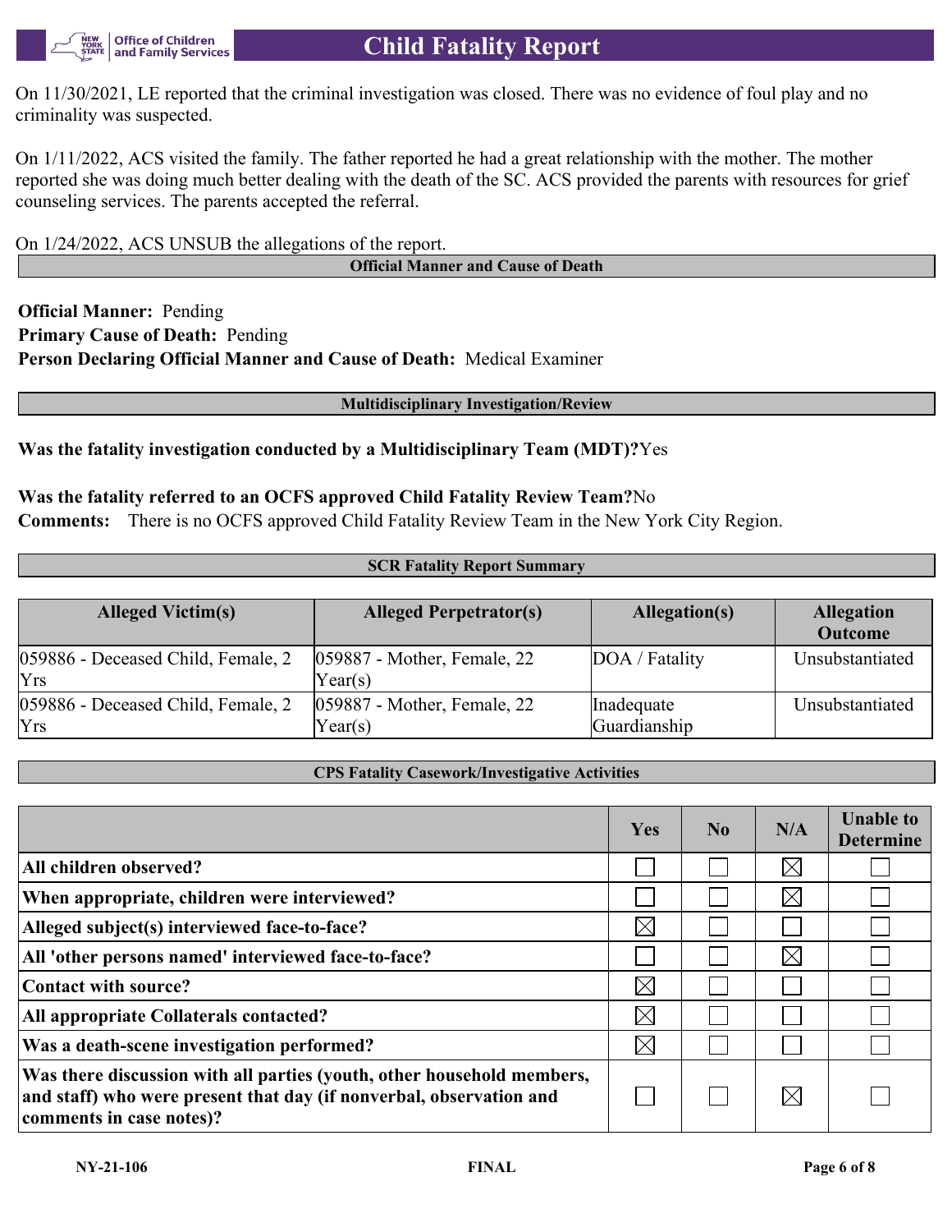On 11/30/2021, LE reported that the criminal investigation was closed. There was no evidence of foul play and no criminality was suspected.

On 1/11/2022, ACS visited the family. The father reported he had a great relationship with the mother. The mother reported she was doing much better dealing with the death of the SC. ACS provided the parents with resources for grief counseling services. The parents accepted the referral.

On 1/24/2022, ACS UNSUB the allegations of the report.

## Official Manner and Cause of Death

**Official Manner:** Pending
**Primary Cause of Death:** Pending
**Person Declaring Official Manner and Cause of Death:** Medical Examiner

## Multidisciplinary Investigation/Review

**Was the fatality investigation conducted by a Multidisciplinary Team (MDT)?** Yes

**Was the fatality referred to an OCFS approved Child Fatality Review Team?** No
**Comments:** There is no OCFS approved Child Fatality Review Team in the New York City Region.

## SCR Fatality Report Summary

| Alleged Victim(s) | Alleged Perpetrator(s) | Allegation(s) | Allegation Outcome |
|---|---|---|---|
| 059886 - Deceased Child, Female, 2 Yrs | 059887 - Mother, Female, 22 Year(s) | DOA / Fatality | Unsubstantiated |
| 059886 - Deceased Child, Female, 2 Yrs | 059887 - Mother, Female, 22 Year(s) | Inadequate Guardianship | Unsubstantiated |

## CPS Fatality Casework/Investigative Activities

| | Yes | No | N/A | Unable to Determine |
|---|---|---|---|---|
| **All children observed?** | ☐ | ☐ | ☒ | ☐ |
| **When appropriate, children were interviewed?** | ☐ | ☐ | ☒ | ☐ |
| **Alleged subject(s) interviewed face-to-face?** | ☒ | ☐ | ☐ | ☐ |
| **All 'other persons named' interviewed face-to-face?** | ☐ | ☐ | ☒ | ☐ |
| **Contact with source?** | ☒ | ☐ | ☐ | ☐ |
| **All appropriate Collaterals contacted?** | ☒ | ☐ | ☐ | ☐ |
| **Was a death-scene investigation performed?** | ☒ | ☐ | ☐ | ☐ |
| **Was there discussion with all parties (youth, other household members, and staff) who were present that day (if nonverbal, observation and comments in case notes)?** | ☐ | ☐ | ☒ | ☐ |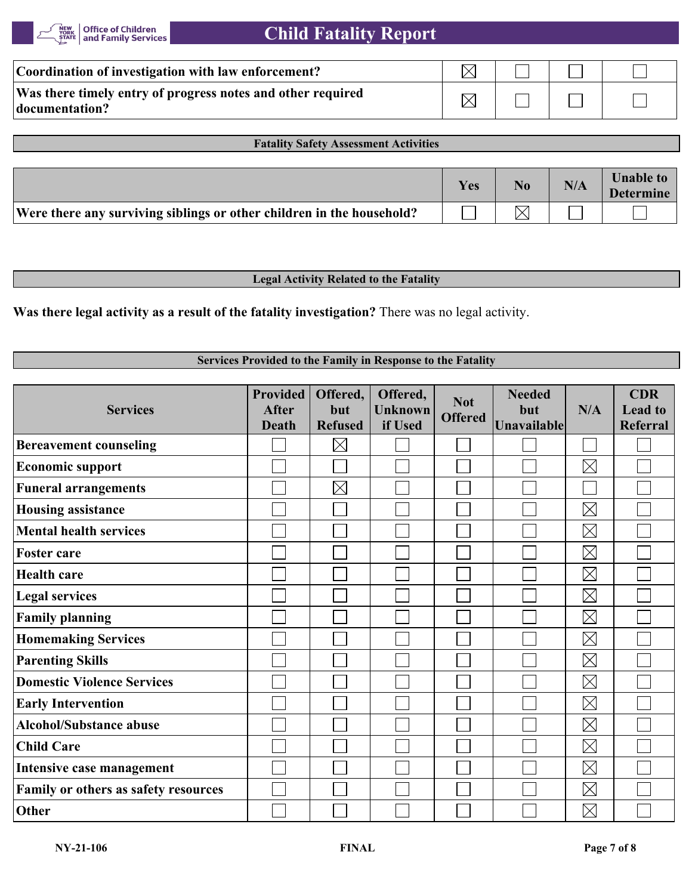| | | | | |
|---|---|---|---|---|
| Coordination of investigation with law enforcement? | ☒ | ☐ | ☐ | ☐ |
| Was there timely entry of progress notes and other required documentation? | ☒ | ☐ | ☐ | ☐ |

## Fatality Safety Assessment Activities

| | Yes | No | N/A | Unable to Determine |
|---|---|---|---|---|
| Were there any surviving siblings or other children in the household? | ☐ | ☒ | ☐ | ☐ |

## Legal Activity Related to the Fatality

**Was there legal activity as a result of the fatality investigation?** There was no legal activity.

## Services Provided to the Family in Response to the Fatality

| Services | Provided After Death | Offered, but Refused | Offered, Unknown if Used | Not Offered | Needed but Unavailable | N/A | CDR Lead to Referral |
|---|---|---|---|---|---|---|---|
| Bereavement counseling | ☐ | ☒ | ☐ | ☐ | ☐ | ☐ | ☐ |
| Economic support | ☐ | ☐ | ☐ | ☐ | ☐ | ☒ | ☐ |
| Funeral arrangements | ☐ | ☒ | ☐ | ☐ | ☐ | ☐ | ☐ |
| Housing assistance | ☐ | ☐ | ☐ | ☐ | ☐ | ☒ | ☐ |
| Mental health services | ☐ | ☐ | ☐ | ☐ | ☐ | ☒ | ☐ |
| Foster care | ☐ | ☐ | ☐ | ☐ | ☐ | ☒ | ☐ |
| Health care | ☐ | ☐ | ☐ | ☐ | ☐ | ☒ | ☐ |
| Legal services | ☐ | ☐ | ☐ | ☐ | ☐ | ☒ | ☐ |
| Family planning | ☐ | ☐ | ☐ | ☐ | ☐ | ☒ | ☐ |
| Homemaking Services | ☐ | ☐ | ☐ | ☐ | ☐ | ☒ | ☐ |
| Parenting Skills | ☐ | ☐ | ☐ | ☐ | ☐ | ☒ | ☐ |
| Domestic Violence Services | ☐ | ☐ | ☐ | ☐ | ☐ | ☒ | ☐ |
| Early Intervention | ☐ | ☐ | ☐ | ☐ | ☐ | ☒ | ☐ |
| Alcohol/Substance abuse | ☐ | ☐ | ☐ | ☐ | ☐ | ☒ | ☐ |
| Child Care | ☐ | ☐ | ☐ | ☐ | ☐ | ☒ | ☐ |
| Intensive case management | ☐ | ☐ | ☐ | ☐ | ☐ | ☒ | ☐ |
| Family or others as safety resources | ☐ | ☐ | ☐ | ☐ | ☐ | ☒ | ☐ |
| Other | ☐ | ☐ | ☐ | ☐ | ☐ | ☒ | ☐ |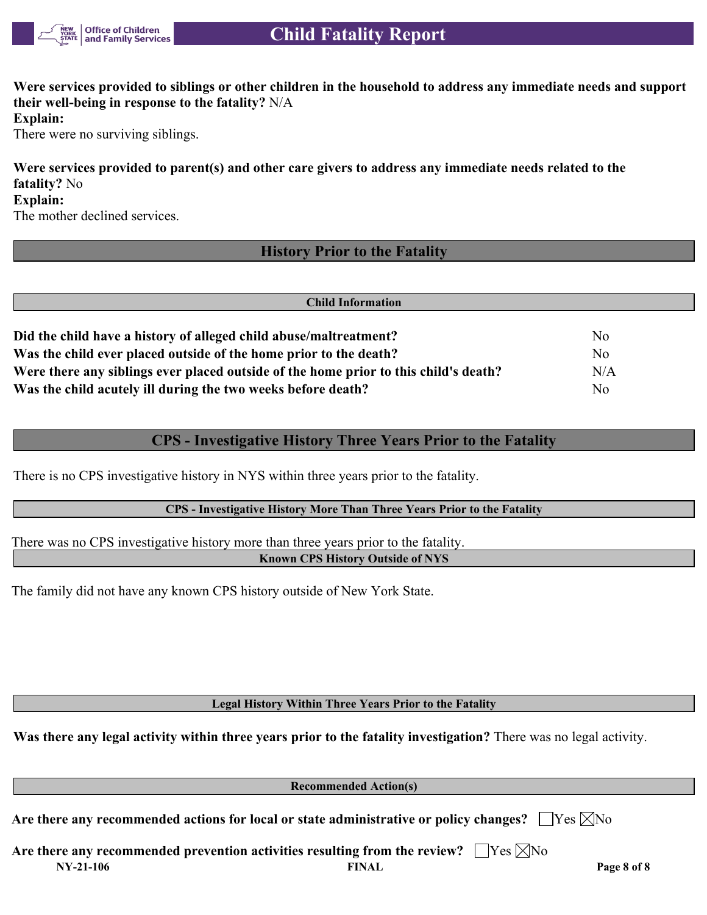**Were services provided to siblings or other children in the household to address any immediate needs and support their well-being in response to the fatality?** N/A

**Explain:**

There were no surviving siblings.

**Were services provided to parent(s) and other care givers to address any immediate needs related to the fatality?** No

**Explain:**

The mother declined services.

## History Prior to the Fatality

### Child Information

| | |
|---|---|
| **Did the child have a history of alleged child abuse/maltreatment?** | No |
| **Was the child ever placed outside of the home prior to the death?** | No |
| **Were there any siblings ever placed outside of the home prior to this child's death?** | N/A |
| **Was the child acutely ill during the two weeks before death?** | No |

## CPS - Investigative History Three Years Prior to the Fatality

There is no CPS investigative history in NYS within three years prior to the fatality.

### CPS - Investigative History More Than Three Years Prior to the Fatality

There was no CPS investigative history more than three years prior to the fatality.

### Known CPS History Outside of NYS

The family did not have any known CPS history outside of New York State.

### Legal History Within Three Years Prior to the Fatality

**Was there any legal activity within three years prior to the fatality investigation?** There was no legal activity.

### Recommended Action(s)

**Are there any recommended actions for local or state administrative or policy changes?** ☐Yes ☒No

**Are there any recommended prevention activities resulting from the review?** ☐Yes ☒No